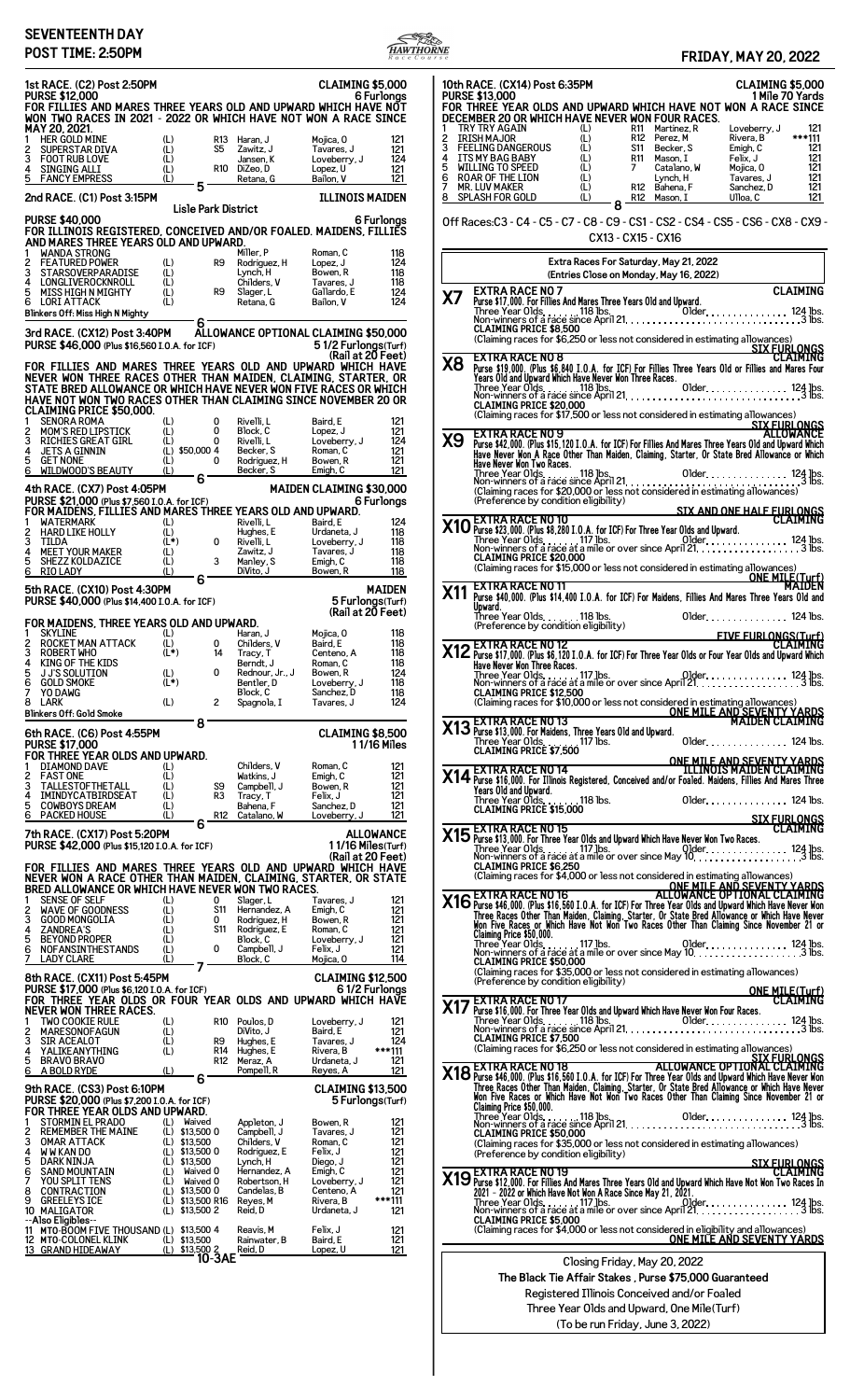# SEVENTEENTH DAY

**POST TIME: 2:50PM**

**FRIDAY, MAY 20, 2022**

## 1st RACE. (C2) Post 2:50PM — CLAIMING $5,000

**PURSE $12,000** — 6 Furlongs

FOR FILLIES AND MARES THREE YEARS OLD AND UPWARD WHICH HAVE NOT WON TWO RACES IN 2021 - 2022 OR WHICH HAVE NOT WON A RACE SINCE MAY 20, 2021.

| # | Horse | | | Trainer | Jockey | Wt |
|---|---|---|---|---|---|---|
| 1 | HER GOLD MINE | (L) | R13 | Haran, J | Mojica, O | 121 |
| 2 | SUPERSTAR DIVA | (L) | S5 | Zawitz, J | Tavares, J | 121 |
| 3 | FOOT RUB LOVE | (L) | | Jansen, K | Loveberry, J | 124 |
| 4 | SINGING ALLI | (L) | R10 | DiZeo, D | Lopez, U | 121 |
| 5 | FANCY EMPRESS | (L) | | Retana, G | Bailon, V | 121 |

5

## 2nd RACE. (C1) Post 3:15PM — ILLINOIS MAIDEN

Lisle Park District

**PURSE $40,000** — 6 Furlongs

FOR ILLINOIS REGISTERED, CONCEIVED AND/OR FOALED. MAIDENS, FILLIES AND MARES THREE YEARS OLD AND UPWARD.

| # | Horse | | | Trainer | Jockey | Wt |
|---|---|---|---|---|---|---|
| 1 | WANDA STRONG | | | Miller, P | Roman, C | 118 |
| 2 | FEATURED POWER | (L) | R9 | Rodriguez, H | Lopez, J | 124 |
| 3 | STARSOVERPARADISE | (L) | | Lynch, H | Bowen, R | 118 |
| 4 | LONGLIVEROCKNROLL | (L) | | Childers, V | Tavares, J | 118 |
| 5 | MISS HIGH N MIGHTY | (L) | R9 | Slager, L | Gallardo, E | 124 |
| 6 | LORI ATTACK | (L) | | Retana, G | Bailon, V | 124 |

Blinkers Off: Miss High N Mighty

6

## 3rd RACE. (CX12) Post 3:40PM — ALLOWANCE OPTIONAL CLAIMING $50,000

**PURSE $46,000 (Plus $16,560 I.O.A. for ICF)** — 5 1/2 Furlongs(Turf) (Rail at 20 Feet)

FOR FILLIES AND MARES THREE YEARS OLD AND UPWARD WHICH HAVE NEVER WON THREE RACES OTHER THAN MAIDEN, CLAIMING, STARTER, OR STATE BRED ALLOWANCE OR WHICH HAVE NEVER WON FIVE RACES OR WHICH HAVE NOT WON TWO RACES OTHER THAN CLAIMING SINCE NOVEMBER 20 OR CLAIMING PRICE $50,000.

| # | Horse | | | Trainer | Jockey | Wt |
|---|---|---|---|---|---|---|
| 1 | SENORA ROMA | (L) | 0 | Rivelli, L | Baird, E | 121 |
| 2 | MOM'S RED LIPSTICK | (L) | 0 | Block, C | Lopez, J | 124 |
| 3 | RICHIES GREAT GIRL | (L) | 0 | Rivelli, L | Loveberry, J | 124 |
| 4 | JETS A GINNIN | (L) | $50,000 4 | Becker, S | Roman, C | 121 |
| 5 | GET NONE | (L) | 0 | Rodriguez, H | Bowen, R | 121 |
| 6 | WILDWOOD'S BEAUTY | (L) | | Becker, S | Emigh, C | 121 |

6

## 4th RACE. (CX7) Post 4:05PM — MAIDEN CLAIMING $30,000

**PURSE $21,000 (Plus $7,560 I.O.A. for ICF)** — 6 Furlongs

FOR MAIDENS, FILLIES AND MARES THREE YEARS OLD AND UPWARD.

| # | Horse | | | Trainer | Jockey | Wt |
|---|---|---|---|---|---|---|
| 1 | WATERMARK | (L) | | Rivelli, L | Baird, E | 124 |
| 2 | HARD LIKE HOLLY | (L) | | Hughes, E | Urdaneta, J | 118 |
| 3 | TILDA | (L*) | 0 | Rivelli, L | Loveberry, J | 118 |
| 4 | MEET YOUR MAKER | (L) | | Zawitz, J | Tavares, J | 118 |
| 5 | SHEZZ KOLDAZICE | (L) | 3 | Manley, S | Emigh, C | 118 |
| 6 | RIO LADY | (L) | | DiVito, J | Bowen, R | 118 |

6

## 5th RACE. (CX10) Post 4:30PM — MAIDEN

**PURSE $40,000 (Plus $14,400 I.O.A. for ICF)** — 5 Furlongs(Turf) (Rail at 20 Feet)

FOR MAIDENS, THREE YEARS OLD AND UPWARD.

| # | Horse | | | Trainer | Jockey | Wt |
|---|---|---|---|---|---|---|
| 1 | SKYLINE | (L) | | Haran, J | Mojica, O | 118 |
| 2 | ROCKET MAN ATTACK | (L) | 0 | Childers, V | Baird, E | 118 |
| 3 | ROBERT WHO | (L*) | 14 | Tracy, T | Centeno, A | 118 |
| 4 | KING OF THE KIDS | | | Berndt, J | Roman, C | 118 |
| 5 | J J'S SOLUTION | (L) | 0 | Rednour, Jr., J | Bowen, R | 124 |
| 6 | GOLD SMOKE | (L*) | | Bentler, D | Loveberry, J | 118 |
| 7 | YO DAWG | | | Block, C | Sanchez, D | 118 |
| 8 | LARK | (L) | 2 | Spagnola, I | Tavares, J | 124 |

Blinkers Off: Gold Smoke

8

## 6th RACE. (C6) Post 4:55PM — CLAIMING $8,500

**PURSE $17,000** — 1 1/16 Miles

FOR THREE YEAR OLDS AND UPWARD.

| # | Horse | | | Trainer | Jockey | Wt |
|---|---|---|---|---|---|---|
| 1 | DIAMOND DAVE | (L) | | Childers, V | Roman, C | 121 |
| 2 | FAST ONE | (L) | | Watkins, J | Emigh, C | 121 |
| 3 | TALLESTOFTHETALL | (L) | S9 | Campbell, J | Bowen, R | 121 |
| 4 | IMINDYCATBIRDSEAT | (L) | R3 | Tracy, T | Felix, J | 121 |
| 5 | COWBOYS DREAM | (L) | | Bahena, F | Sanchez, D | 121 |
| 6 | PACKED HOUSE | (L) | R12 | Catalano, W | Loveberry, J | 121 |

6

## 7th RACE. (CX17) Post 5:20PM — ALLOWANCE

**PURSE $42,000 (Plus $15,120 I.O.A. for ICF)** — 1 1/16 Miles(Turf) (Rail at 20 Feet)

FOR FILLIES AND MARES THREE YEARS OLD AND UPWARD WHICH HAVE NEVER WON A RACE OTHER THAN MAIDEN, CLAIMING, STARTER, OR STATE BRED ALLOWANCE OR WHICH HAVE NEVER WON TWO RACES.

| # | Horse | | | Trainer | Jockey | Wt |
|---|---|---|---|---|---|---|
| 1 | SENSE OF SELF | (L) | 0 | Slager, L | Tavares, J | 121 |
| 2 | WAVE OF GOODNESS | (L) | S11 | Hernandez, A | Emigh, C | 121 |
| 3 | GOOD MONGOLIA | (L) | 0 | Rodriguez, H | Bowen, R | 121 |
| 4 | ZANDREA'S | (L) | S11 | Rodriguez, E | Roman, C | 121 |
| 5 | BEYOND PROPER | (L) | | Block, C | Loveberry, J | 121 |
| 6 | NOFANSINTHESTANDS | (L) | 0 | Campbell, J | Felix, J | 121 |
| 7 | LADY CLARE | (L) | | Block, C | Mojica, O | 114 |

7

## 8th RACE. (CX11) Post 5:45PM — CLAIMING $12,500

**PURSE $17,000 (Plus $6,120 I.O.A. for ICF)** — 6 1/2 Furlongs

FOR THREE YEAR OLDS OR FOUR YEAR OLDS AND UPWARD WHICH HAVE NEVER WON THREE RACES.

| # | Horse | | | Trainer | Jockey | Wt |
|---|---|---|---|---|---|---|
| 1 | TWO COOKIE RULE | (L) | R10 | Poulos, D | Loveberry, J | 121 |
| 2 | MARESONOFAGUN | (L) | | DiVito, J | Baird, E | 121 |
| 3 | SIR ACEALOT | (L) | R9 | Hughes, E | Tavares, J | 124 |
| 4 | YALIKEANYTHING | (L) | R14 | Hughes, E | Rivera, B | ***111 |
| 5 | BRAVO BRAVO | | R12 | Meraz, A | Urdaneta, J | 121 |
| 6 | A BOLD RYDE | (L) | | Pompell, R | Reyes, A | 121 |

6

## 9th RACE. (CS3) Post 6:10PM — CLAIMING $13,500

**PURSE $20,000 (Plus $7,200 I.O.A. for ICF)** — 5 Furlongs(Turf)

FOR THREE YEAR OLDS AND UPWARD.

| # | Horse | | | Trainer | Jockey | Wt |
|---|---|---|---|---|---|---|
| 1 | STORMIN EL PRADO | (L) | Waived | Appleton, J | Bowen, R | 121 |
| 2 | REMEMBER THE MAINE | (L) | $13,500 0 | Campbell, J | Tavares, J | 121 |
| 3 | OMAR ATTACK | (L) | $13,500 | Childers, V | Roman, C | 121 |
| 4 | W W KAN DO | (L) | $13,500 0 | Rodriguez, E | Felix, J | 121 |
| 5 | DARK NINJA | (L) | $13,500 | Lynch, H | Diego, J | 121 |
| 6 | SAND MOUNTAIN | (L) | Waived 0 | Hernandez, A | Emigh, C | 121 |
| 7 | YOU SPLIT TENS | (L) | Waived 0 | Robertson, H | Loveberry, J | 121 |
| 8 | CONTRACTION | (L) | $13,500 0 | Candelas, B | Centeno, A | 121 |
| 9 | GREELEYS ICE | (L) | $13,500 R16 | Reyes, M | Rivera, B | ***111 |
| 10 | MALIGATOR | (L) | $13,500 2 | Reid, D | Urdaneta, J | 121 |
| | --Also Eligibles-- | | | | | |
| 11 | MTO-BOOM FIVE THOUSAND | (L) | $13,500 4 | Reavis, M | Felix, J | 121 |
| 12 | MTO-COLONEL KLINK | (L) | $13,500 | Rainwater, B | Baird, E | 121 |
| 13 | GRAND HIDEAWAY | (L) | $13,500 2 | Reid, D | Lopez, U | 121 |

10-3AE

## 10th RACE. (CX14) Post 6:35PM — CLAIMING $5,000

**PURSE $13,000** — 1 Mile 70 Yards

FOR THREE YEAR OLDS AND UPWARD WHICH HAVE NOT WON A RACE SINCE DECEMBER 20 OR WHICH HAVE NEVER WON FOUR RACES.

| # | Horse | | | Trainer | Jockey | Wt |
|---|---|---|---|---|---|---|
| 1 | TRY TRY AGAIN | (L) | R11 | Martinez, R | Loveberry, J | 121 |
| 2 | IRISH MAJOR | (L) | R12 | Perez, M | Rivera, B | ***111 |
| 3 | FEELING DANGEROUS | (L) | S11 | Becker, S | Emigh, C | 121 |
| 4 | ITS MY BAG BABY | (L) | R11 | Mason, I | Felix, J | 121 |
| 5 | WILLING TO SPEED | (L) | 7 | Catalano, W | Mojica, O | 121 |
| 6 | ROAR OF THE LION | (L) | | Lynch, H | Tavares, J | 121 |
| 7 | MR. LUV MAKER | (L) | R12 | Bahena, F | Sanchez, D | 121 |
| 8 | SPLASH FOR GOLD | (L) | R12 | Mason, I | Ulloa, C | 121 |

8

Off Races:C3 - C4 - C5 - C7 - C8 - C9 - CS1 - CS2 - CS4 - CS5 - CS6 - CX8 - CX9 - CX13 - CX15 - CX16

## Extra Races For Saturday, May 21, 2022
(Entries Close on Monday, May 16, 2022)

**X7 EXTRA RACE NO 7** — CLAIMING

Purse $17,000. For Fillies And Mares Three Years Old and Upward.
Three Year Olds. . . . . . 118 lbs. Older. . . . . . . . . . . . . . 124 lbs.
Non-winners of a race since April 21. . . . . . . . . . . . . . . . 3 lbs.
CLAIMING PRICE $8,500
(Claiming races for $6,250 or less not considered in estimating allowances)
SIX FURLONGS

**X8 EXTRA RACE NO 8** — CLAIMING

Purse $19,000. (Plus $6,840 I.O.A. for ICF) For Fillies Three Years Old or Fillies and Mares Four Years Old and Upward Which Have Never Won Three Races.
Three Year Olds. . . . . . 118 lbs. Older. . . . . . . . . . . . . . 124 lbs.
Non-winners of a race since April 21. . . . . . . . . . . . . . . . 3 lbs.
CLAIMING PRICE $20,000
(Claiming races for $17,500 or less not considered in estimating allowances)
SIX FURLONGS

**X9 EXTRA RACE NO 9** — ALLOWANCE

Purse $42,000. (Plus $15,120 I.O.A. for ICF) For Fillies And Mares Three Years Old and Upward Which Have Never Won A Race Other Than Maiden, Claiming, Starter, or State Bred Allowance or Which Have Never Won Two Races.
Three Year Olds. . . . . . 118 lbs. Older. . . . . . . . . . . . . . 124 lbs.
Non-winners of a race since April 21. . . . . . . . . . . . . . . . 3 lbs.
(Claiming races for $20,000 or less not considered in estimating allowances)
(Preference by condition eligibility)
SIX AND ONE HALF FURLONGS

**X10 EXTRA RACE NO 10** — CLAIMING

Purse $23,000. (Plus $8,280 I.O.A. for ICF) For Three Year Olds and Upward.
Three Year Olds. . . . . . 117 lbs. Older. . . . . . . . . . . . . . 124 lbs.
Non-winners of a race at a mile or over since April 21. . . . . . . . . 3 lbs.
CLAIMING PRICE $20,000
(Claiming races for $15,000 or less not considered in estimating allowances)
ONE MILE(Turf)

**X11 EXTRA RACE NO 11** — MAIDEN

Purse $40,000. (Plus $14,400 I.O.A. for ICF) For Maidens, Fillies And Mares Three Years Old and Upward.
Three Year Olds. . . . . . 118 lbs. Older. . . . . . . . . . . . . . 124 lbs.
(Preference by condition eligibility)
FIVE FURLONGS(Turf)

**X12 EXTRA RACE NO 12** — CLAIMING

Purse $17,000. (Plus $6,120 I.O.A. for ICF) For Three Year Olds or Four Year Olds and Upward Which Have Never Won Three Races.
Three Year Olds. . . . . . 117 lbs. Older. . . . . . . . . . . . . . 124 lbs.
Non-winners of a race at a mile or over since April 21. . . . . . . . . 3 lbs.
CLAIMING PRICE $12,500
(Claiming races for $10,000 or less not considered in estimating allowances)
ONE MILE AND SEVENTY YARDS

**X13 EXTRA RACE NO 13** — MAIDEN CLAIMING

Purse $13,000. For Maidens, Three Years Old and Upward.
Three Year Olds. . . . . . 117 lbs. Older. . . . . . . . . . . . . . 124 lbs.
CLAIMING PRICE $7,500
ONE MILE AND SEVENTY YARDS

**X14 EXTRA RACE NO 14** — ILLINOIS MAIDEN CLAIMING

Purse $16,000. For Illinois Registered, Conceived and/or Foaled. Maidens, Fillies And Mares Three Years Old and Upward.
Three Year Olds. . . . . . 118 lbs. Older. . . . . . . . . . . . . . 124 lbs.
CLAIMING PRICE $15,000
SIX FURLONGS

**X15 EXTRA RACE NO 15** — CLAIMING

Purse $13,000. For Three Year Olds and Upward Which Have Never Won Two Races.
Three Year Olds. . . . . . 117 lbs. Older. . . . . . . . . . . . . . 124 lbs.
Non-winners of a race at a mile or over since May 10. . . . . . . . . 3 lbs.
CLAIMING PRICE $6,250
(Claiming races for $4,000 or less not considered in estimating allowances)
ONE MILE AND SEVENTY YARDS

**X16 EXTRA RACE NO 16** — ALLOWANCE OPTIONAL CLAIMING

Purse $46,000. (Plus $16,560 I.O.A. for ICF) For Three Year Olds and Upward Which Have Never Won Three Races Other Than Maiden, Claiming, Starter, Or State Bred Allowance or Which Have Never Won Five Races or Which Have Not Won Two Races Other Than Claiming Since November 21 or Claiming Price $50,000.
Three Year Olds. . . . . . 117 lbs. Older. . . . . . . . . . . . . . 124 lbs.
Non-winners of a race at a mile or over since May 10. . . . . . . . . 3 lbs.
CLAIMING PRICE $50,000
(Claiming races for $35,000 or less not considered in estimating allowances)
(Preference by condition eligibility)
ONE MILE(Turf)

**X17 EXTRA RACE NO 17** — CLAIMING

Purse $16,000. For Three Year Olds and Upward Which Have Never Won Four Races.
Three Year Olds. . . . . . 118 lbs. Older. . . . . . . . . . . . . . 124 lbs.
Non-winners of a race since April 21. . . . . . . . . . . . . . . . 3 lbs.
CLAIMING PRICE $7,500
(Claiming races for $6,250 or less not considered in estimating allowances)
SIX FURLONGS

**X18 EXTRA RACE NO 18** — ALLOWANCE OPTIONAL CLAIMING

Purse $46,000. (Plus $16,560 I.O.A. for ICF) For Three Year Olds and Upward Which Have Never Won Three Races Other Than Maiden, Claiming, Starter, Or State Bred Allowance or Which Have Never Won Five Races or Which Have Not Won Two Races Other Than Claiming Since November 21 or Claiming Price $50,000.
Three Year Olds. . . . . . 118 lbs. Older. . . . . . . . . . . . . . 124 lbs.
Non-winners of a race since April 21. . . . . . . . . . . . . . . . 3 lbs.
CLAIMING PRICE $50,000
(Claiming races for $35,000 or less not considered in estimating allowances)
(Preference by condition eligibility)
SIX FURLONGS

**X19 EXTRA RACE NO 19** — CLAIMING

Purse $12,000. For Fillies And Mares Three Years Old and Upward Which Have Not Won Two Races In 2021 - 2022 or Which Have Not Won A Race Since May 21, 2021.
Three Year Olds. . . . . . 117 lbs. Older. . . . . . . . . . . . . . 124 lbs.
Non-winners of a race at a mile or over since April 21. . . . . . . . . 3 lbs.
CLAIMING PRICE $5,000
(Claiming races for $4,000 or less not considered in eligibility and allowances)
ONE MILE AND SEVENTY YARDS

Closing Friday, May 20, 2022

**The Black Tie Affair Stakes , Purse $75,000 Guaranteed**

Registered Illinois Conceived and/or Foaled

Three Year Olds and Upward, One Mile(Turf)

(To be run Friday, June 3, 2022)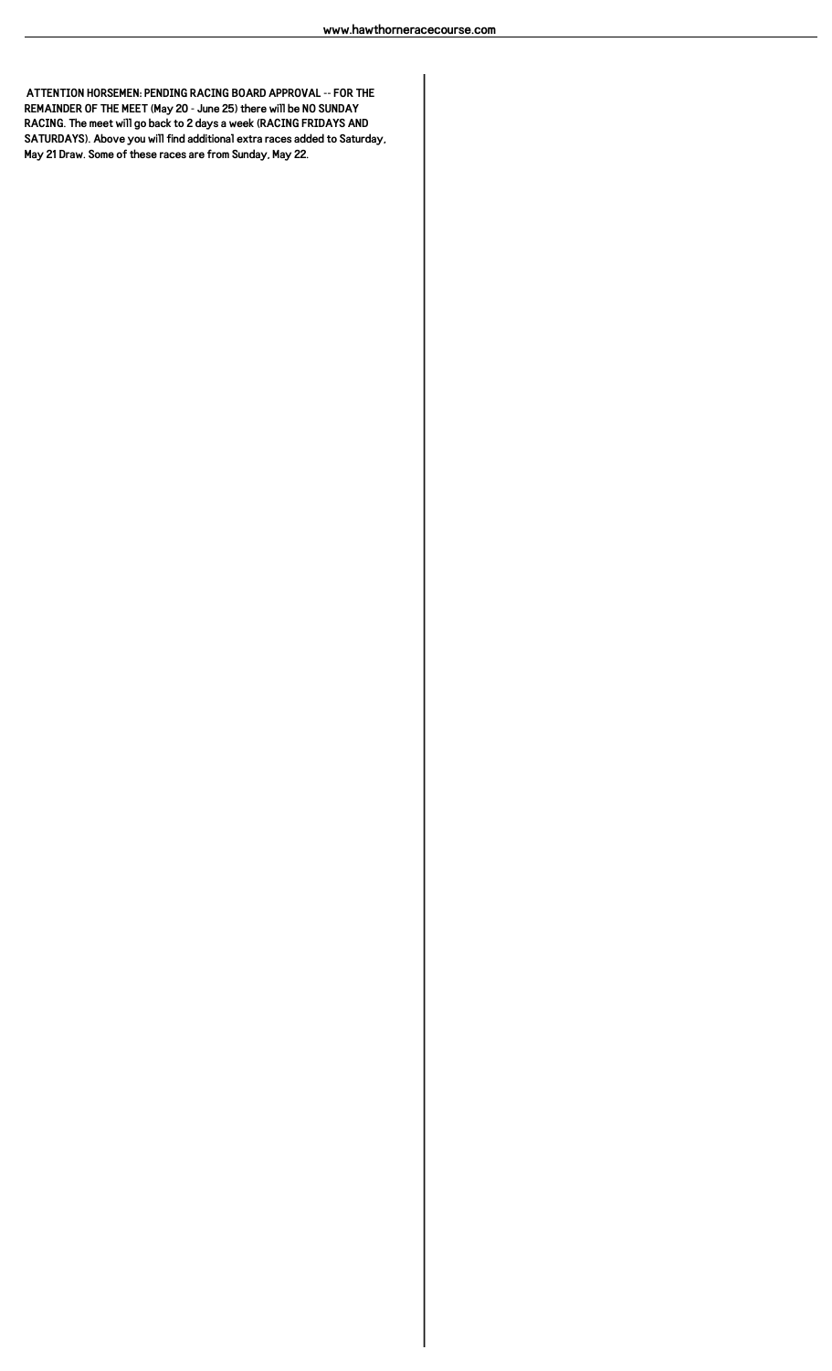**ATTENTION HORSEMEN: PENDING RACING BOARD APPROVAL -- FOR THE REMAINDER OF THE MEET (May 20 - June 25) there will be NO SUNDAY RACING. The meet will go back to 2 days a week (RACING FRIDAYS AND SATURDAYS). Above you will find additional extra races added to Saturday, May 21 Draw. Some of these races are from Sunday, May 22.**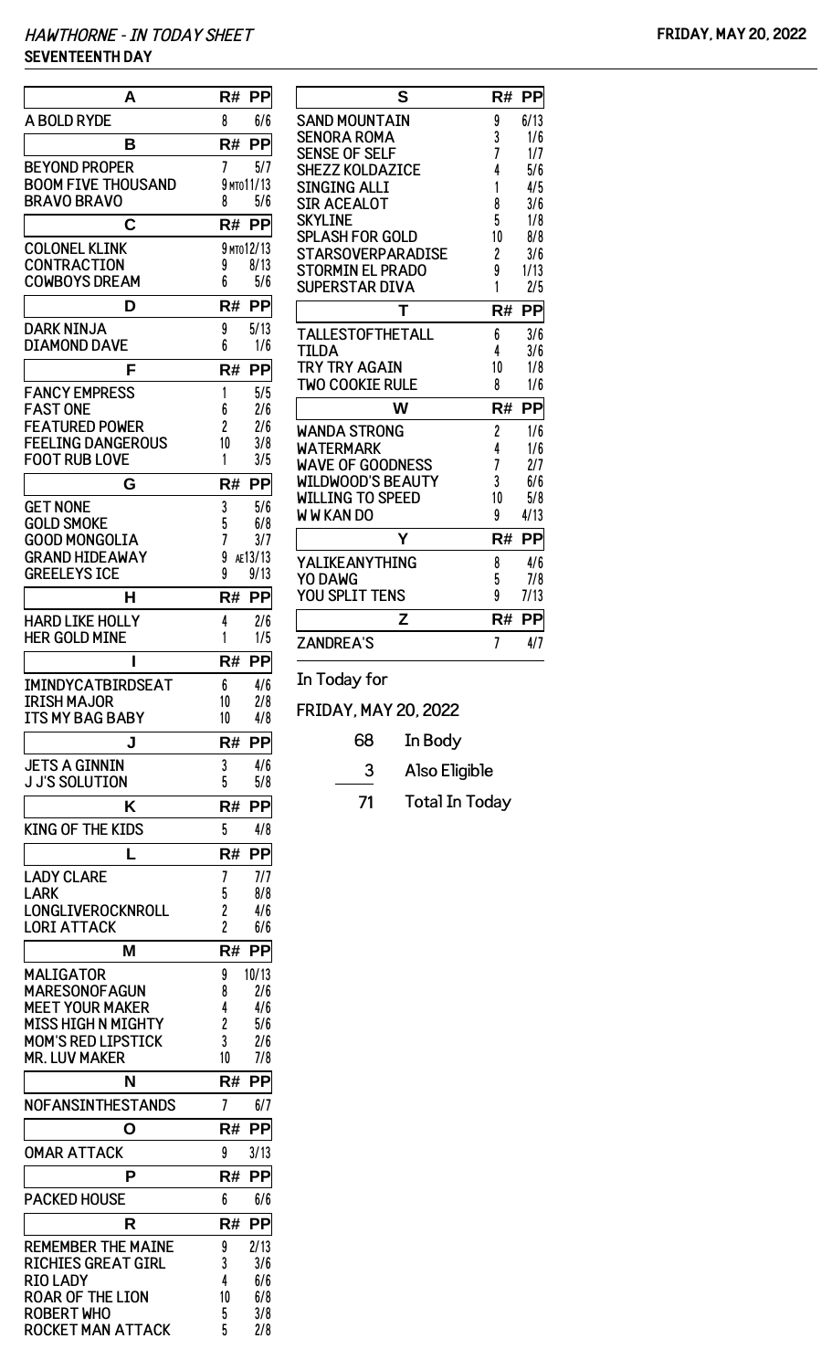## HAWTHORNE - IN TODAY SHEET

**SEVENTEENTH DAY**

**FRIDAY, MAY 20, 2022**

| A | R# | PP |
|---|---|---|
| A BOLD RYDE | 8 | 6/6 |
| **B** | **R#** | **PP** |
| BEYOND PROPER | 7 | 5/7 |
| BOOM FIVE THOUSAND | 9 MTO | 11/13 |
| BRAVO BRAVO | 8 | 5/6 |
| **C** | **R#** | **PP** |
| COLONEL KLINK | 9 MTO | 12/13 |
| CONTRACTION | 9 | 8/13 |
| COWBOYS DREAM | 6 | 5/6 |
| **D** | **R#** | **PP** |
| DARK NINJA | 9 | 5/13 |
| DIAMOND DAVE | 6 | 1/6 |
| **F** | **R#** | **PP** |
| FANCY EMPRESS | 1 | 5/5 |
| FAST ONE | 6 | 2/6 |
| FEATURED POWER | 2 | 2/6 |
| FEELING DANGEROUS | 10 | 3/8 |
| FOOT RUB LOVE | 1 | 3/5 |
| **G** | **R#** | **PP** |
| GET NONE | 3 | 5/6 |
| GOLD SMOKE | 5 | 6/8 |
| GOOD MONGOLIA | 7 | 3/7 |
| GRAND HIDEAWAY | 9 AE | 13/13 |
| GREELEYS ICE | 9 | 9/13 |
| **H** | **R#** | **PP** |
| HARD LIKE HOLLY | 4 | 2/6 |
| HER GOLD MINE | 1 | 1/5 |
| **I** | **R#** | **PP** |
| IMINDYCATBIRDSEAT | 6 | 4/6 |
| IRISH MAJOR | 10 | 2/8 |
| ITS MY BAG BABY | 10 | 4/8 |
| **J** | **R#** | **PP** |
| JETS A GINNIN | 3 | 4/6 |
| J J'S SOLUTION | 5 | 5/8 |
| **K** | **R#** | **PP** |
| KING OF THE KIDS | 5 | 4/8 |
| **L** | **R#** | **PP** |
| LADY CLARE | 7 | 7/7 |
| LARK | 5 | 8/8 |
| LONGLIVEROCKNROLL | 2 | 4/6 |
| LORI ATTACK | 2 | 6/6 |
| **M** | **R#** | **PP** |
| MALIGATOR | 9 | 10/13 |
| MARESONOFAGUN | 8 | 2/6 |
| MEET YOUR MAKER | 4 | 4/6 |
| MISS HIGH N MIGHTY | 2 | 5/6 |
| MOM'S RED LIPSTICK | 3 | 2/6 |
| MR. LUV MAKER | 10 | 7/8 |
| **N** | **R#** | **PP** |
| NOFANSINTHESTANDS | 7 | 6/7 |
| **O** | **R#** | **PP** |
| OMAR ATTACK | 9 | 3/13 |
| **P** | **R#** | **PP** |
| PACKED HOUSE | 6 | 6/6 |
| **R** | **R#** | **PP** |
| REMEMBER THE MAINE | 9 | 2/13 |
| RICHIES GREAT GIRL | 3 | 3/6 |
| RIO LADY | 4 | 6/6 |
| ROAR OF THE LION | 10 | 6/8 |
| ROBERT WHO | 5 | 3/8 |
| ROCKET MAN ATTACK | 5 | 2/8 |

| S | R# | PP |
|---|---|---|
| SAND MOUNTAIN | 9 | 6/13 |
| SENORA ROMA | 3 | 1/6 |
| SENSE OF SELF | 7 | 1/7 |
| SHEZZ KOLDAZICE | 4 | 5/6 |
| SINGING ALLI | 1 | 4/5 |
| SIR ACEALOT | 8 | 3/6 |
| SKYLINE | 5 | 1/8 |
| SPLASH FOR GOLD | 10 | 8/8 |
| STARSOVERPARADISE | 2 | 3/6 |
| STORMIN EL PRADO | 9 | 1/13 |
| SUPERSTAR DIVA | 1 | 2/5 |
| **T** | **R#** | **PP** |
| TALLESTOFTHETALL | 6 | 3/6 |
| TILDA | 4 | 3/6 |
| TRY TRY AGAIN | 10 | 1/8 |
| TWO COOKIE RULE | 8 | 1/6 |
| **W** | **R#** | **PP** |
| WANDA STRONG | 2 | 1/6 |
| WATERMARK | 4 | 1/6 |
| WAVE OF GOODNESS | 7 | 2/7 |
| WILDWOOD'S BEAUTY | 3 | 6/6 |
| WILLING TO SPEED | 10 | 5/8 |
| W W KAN DO | 9 | 4/13 |
| **Y** | **R#** | **PP** |
| YALIKEANYTHING | 8 | 4/6 |
| YO DAWG | 5 | 7/8 |
| YOU SPLIT TENS | 9 | 7/13 |
| **Z** | **R#** | **PP** |
| ZANDREA'S | 7 | 4/7 |

In Today for

FRIDAY, MAY 20, 2022

| | |
|---|---|
| 68 | In Body |
| 3 | Also Eligible |
| 71 | Total In Today |